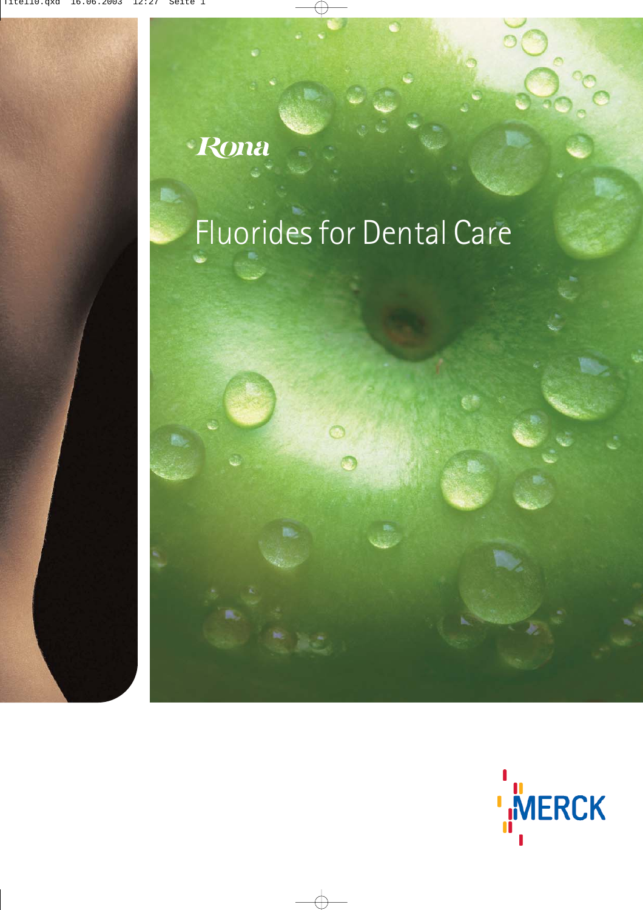Rona

# Fluorides for Dental Care

MERCK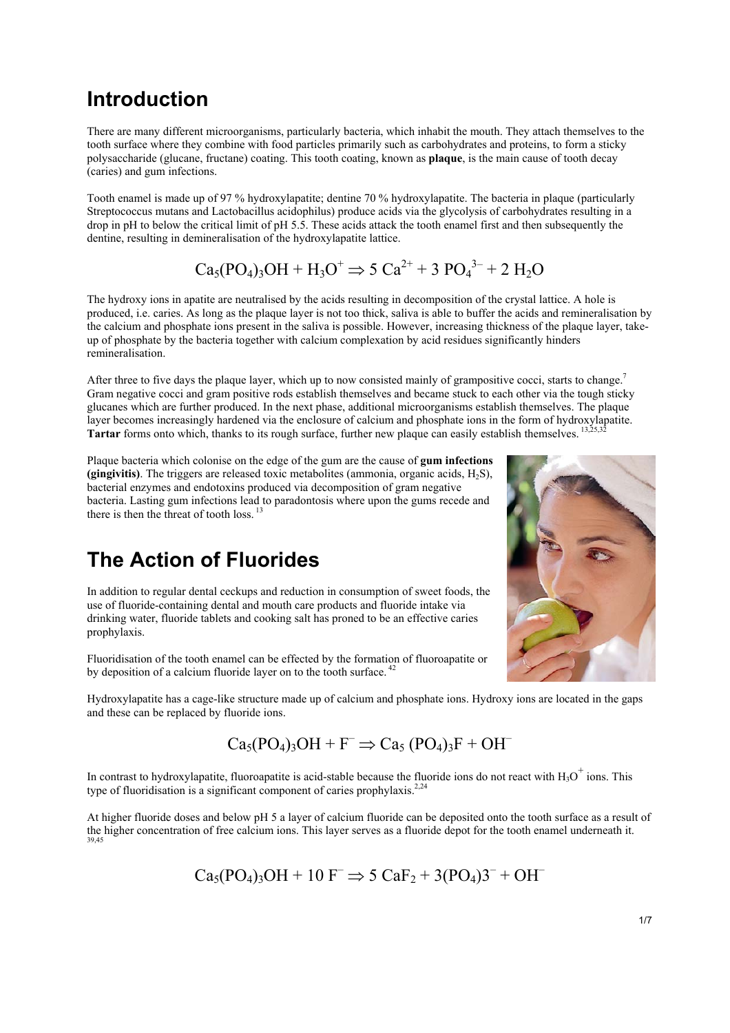# Introduction

There are many different microorganisms, particularly bacteria, which inhabit the mouth. They attach themselves to the tooth surface where they combine with food particles primarily such as carbohydrates and proteins, to form a sticky polysaccharide (glucane, fructane) coating. This tooth coating, known as **plaque**, is the main cause of tooth decay (caries) and gum infections.

Tooth enamel is made up of 97 % hydroxylapatite; dentine 70 % hydroxylapatite. The bacteria in plaque (particularly Streptococcus mutans and Lactobacillus acidophilus) produce acids via the glycolysis of carbohydrates resulting in a drop in pH to below the critical limit of pH 5.5. These acids attack the tooth enamel first and then subsequently the dentine, resulting in demineralisation of the hydroxylapatite lattice.

$$Ca_5(PO_4)_3OH + H_3O^+ \Rightarrow 5\ Ca^{2+} + 3\ PO_4^{3-} + 2\ H_2O$$

The hydroxy ions in apatite are neutralised by the acids resulting in decomposition of the crystal lattice. A hole is produced, i.e. caries. As long as the plaque layer is not too thick, saliva is able to buffer the acids and remineralisation by the calcium and phosphate ions present in the saliva is possible. However, increasing thickness of the plaque layer, take-up of phosphate by the bacteria together with calcium complexation by acid residues significantly hinders remineralisation.

After three to five days the plaque layer, which up to now consisted mainly of grampositive cocci, starts to change.[7] Gram negative cocci and gram positive rods establish themselves and became stuck to each other via the tough sticky glucanes which are further produced. In the next phase, additional microorganisms establish themselves. The plaque layer becomes increasingly hardened via the enclosure of calcium and phosphate ions in the form of hydroxylapatite. **Tartar** forms onto which, thanks to its rough surface, further new plaque can easily establish themselves.[13,25,32]

Plaque bacteria which colonise on the edge of the gum are the cause of **gum infections (gingivitis)**. The triggers are released toxic metabolites (ammonia, organic acids, $H_2S$), bacterial enzymes and endotoxins produced via decomposition of gram negative bacteria. Lasting gum infections lead to paradontosis where upon the gums recede and there is then the threat of tooth loss.[13]

# The Action of Fluorides

In addition to regular dental ceckups and reduction in consumption of sweet foods, the use of fluoride-containing dental and mouth care products and fluoride intake via drinking water, fluoride tablets and cooking salt has proned to be an effective caries prophylaxis.

Fluoridisation of the tooth enamel can be effected by the formation of fluoroapatite or by deposition of a calcium fluoride layer on to the tooth surface.[42]

Hydroxylapatite has a cage-like structure made up of calcium and phosphate ions. Hydroxy ions are located in the gaps and these can be replaced by fluoride ions.

$$Ca_5(PO_4)_3OH + F^- \Rightarrow Ca_5\ (PO_4)_3F + OH^-$$

In contrast to hydroxylapatite, fluoroapatite is acid-stable because the fluoride ions do not react with $H_3O^+$ ions. This type of fluoridisation is a significant component of caries prophylaxis.[2,24]

At higher fluoride doses and below pH 5 a layer of calcium fluoride can be deposited onto the tooth surface as a result of the higher concentration of free calcium ions. This layer serves as a fluoride depot for the tooth enamel underneath it.[39,45]

$$Ca_5(PO_4)_3OH + 10\ F^- \Rightarrow 5\ CaF_2 + 3(PO_4)3^- + OH^-$$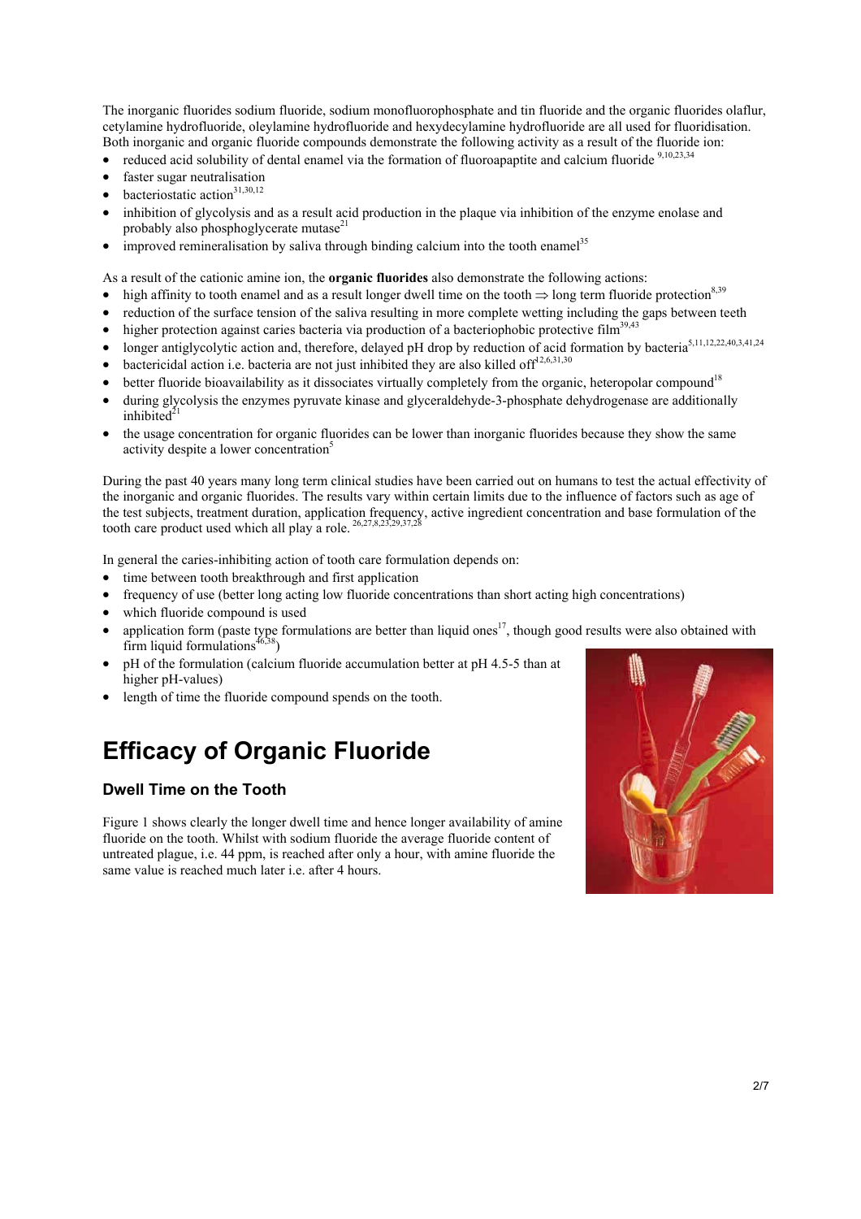The inorganic fluorides sodium fluoride, sodium monofluorophosphate and tin fluoride and the organic fluorides olaflur, cetylamine hydrofluoride, oleylamine hydrofluoride and hexydecylamine hydrofluoride are all used for fluoridisation. Both inorganic and organic fluoride compounds demonstrate the following activity as a result of the fluoride ion:

- reduced acid solubility of dental enamel via the formation of fluoroapaptite and calcium fluoride [9,10,23,34]
- faster sugar neutralisation
- bacteriostatic action[31,30,12]
- inhibition of glycolysis and as a result acid production in the plaque via inhibition of the enzyme enolase and probably also phosphoglycerate mutase[21]
- improved remineralisation by saliva through binding calcium into the tooth enamel[35]

As a result of the cationic amine ion, the **organic fluorides** also demonstrate the following actions:

- high affinity to tooth enamel and as a result longer dwell time on the tooth ⇒ long term fluoride protection[8,39]
- reduction of the surface tension of the saliva resulting in more complete wetting including the gaps between teeth
- higher protection against caries bacteria via production of a bacteriophobic protective film[39,43]
- longer antiglycolytic action and, therefore, delayed pH drop by reduction of acid formation by bacteria[5,11,12,22,40,3,41,24]
- bactericidal action i.e. bacteria are not just inhibited they are also killed off[12,6,31,30]
- better fluoride bioavailability as it dissociates virtually completely from the organic, heteropolar compound[18]
- during glycolysis the enzymes pyruvate kinase and glyceraldehyde-3-phosphate dehydrogenase are additionally inhibited[21]
- the usage concentration for organic fluorides can be lower than inorganic fluorides because they show the same activity despite a lower concentration[5]

During the past 40 years many long term clinical studies have been carried out on humans to test the actual effectivity of the inorganic and organic fluorides. The results vary within certain limits due to the influence of factors such as age of the test subjects, treatment duration, application frequency, active ingredient concentration and base formulation of the tooth care product used which all play a role. [26,27,8,23,29,37,28]

In general the caries-inhibiting action of tooth care formulation depends on:

- time between tooth breakthrough and first application
- frequency of use (better long acting low fluoride concentrations than short acting high concentrations)
- which fluoride compound is used
- application form (paste type formulations are better than liquid ones[17], though good results were also obtained with firm liquid formulations[46,38])
- pH of the formulation (calcium fluoride accumulation better at pH 4.5-5 than at higher pH-values)
- length of time the fluoride compound spends on the tooth.

# Efficacy of Organic Fluoride

### Dwell Time on the Tooth

Figure 1 shows clearly the longer dwell time and hence longer availability of amine fluoride on the tooth. Whilst with sodium fluoride the average fluoride content of untreated plague, i.e. 44 ppm, is reached after only a hour, with amine fluoride the same value is reached much later i.e. after 4 hours.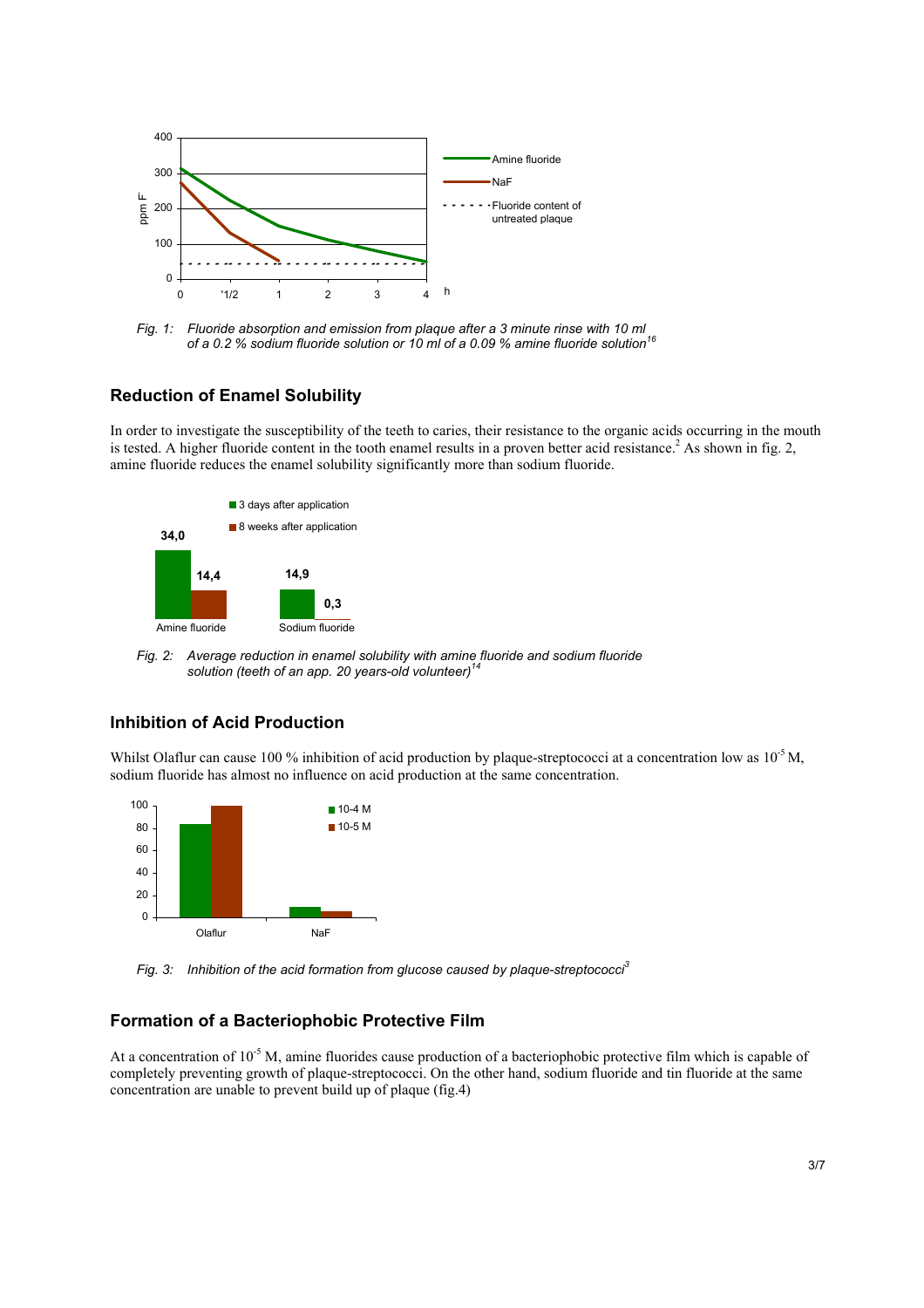Fig. 1: *Fluoride absorption and emission from plaque after a 3 minute rinse with 10 ml of a 0.2 % sodium fluoride solution or 10 ml of a 0.09 % amine fluoride solution*[16]

## Reduction of Enamel Solubility

In order to investigate the susceptibility of the teeth to caries, their resistance to the organic acids occurring in the mouth is tested. A higher fluoride content in the tooth enamel results in a proven better acid resistance.[2] As shown in fig. 2, amine fluoride reduces the enamel solubility significantly more than sodium fluoride.

Fig. 2: *Average reduction in enamel solubility with amine fluoride and sodium fluoride solution (teeth of an app. 20 years-old volunteer)*[14]

## Inhibition of Acid Production

Whilst Olaflur can cause 100 % inhibition of acid production by plaque-streptococci at a concentration low as $10^{-5}$ M, sodium fluoride has almost no influence on acid production at the same concentration.

Fig. 3: *Inhibition of the acid formation from glucose caused by plaque-streptococci*[3]

## Formation of a Bacteriophobic Protective Film

At a concentration of $10^{-5}$ M, amine fluorides cause production of a bacteriophobic protective film which is capable of completely preventing growth of plaque-streptococci. On the other hand, sodium fluoride and tin fluoride at the same concentration are unable to prevent build up of plaque (fig.4)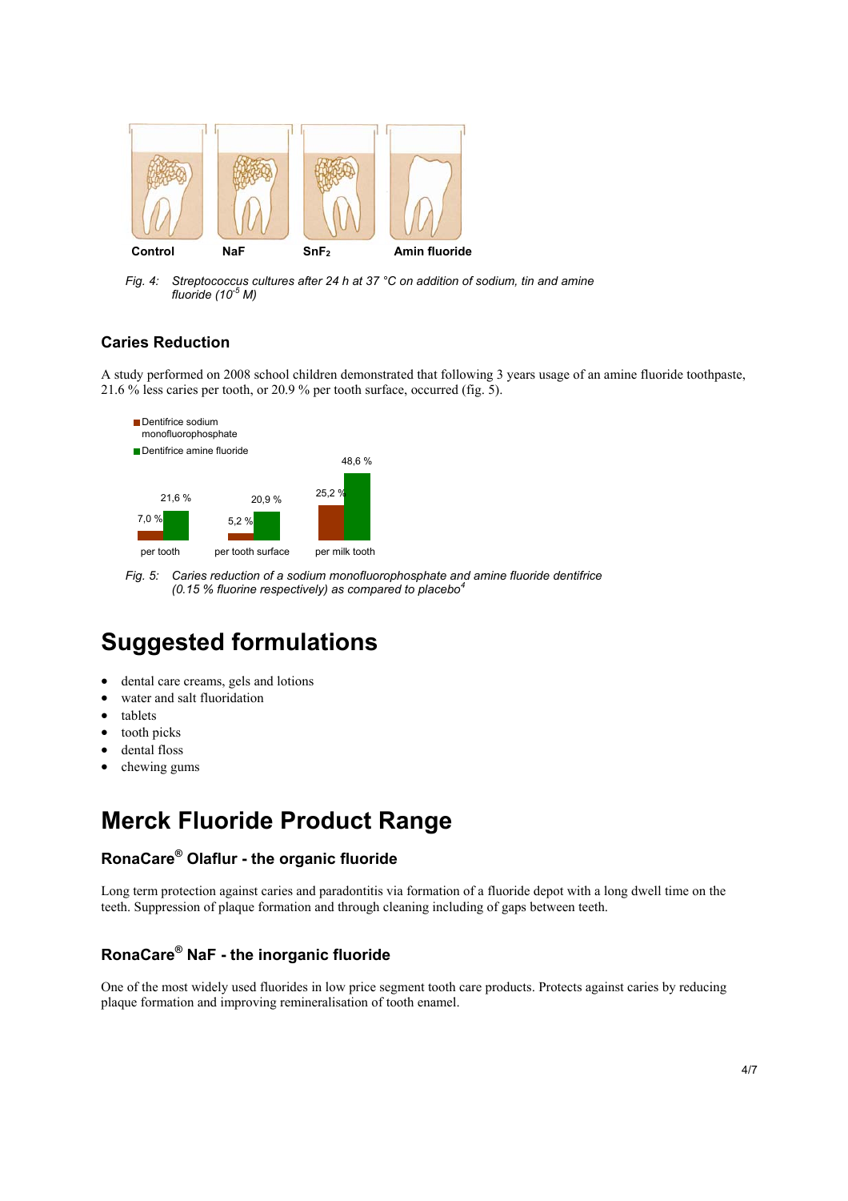Control NaF $SnF_2$ Amin fluoride

*Fig. 4: Streptococcus cultures after 24 h at 37 °C on addition of sodium, tin and amine fluoride ($10^{-5}$ M)*

### Caries Reduction

A study performed on 2008 school children demonstrated that following 3 years usage of an amine fluoride toothpaste, 21.6 % less caries per tooth, or 20.9 % per tooth surface, occurred (fig. 5).

| | Dentifrice sodium monofluorophosphate | Dentifrice amine fluoride |
|---|---|---|
| per tooth | 7,0 % | 21,6 % |
| per tooth surface | 5,2 % | 20,9 % |
| per milk tooth | 25,2 % | 48,6 % |

*Fig. 5: Caries reduction of a sodium monofluorophosphate and amine fluoride dentifrice (0.15 % fluorine respectively) as compared to placebo[4]*

# Suggested formulations

- dental care creams, gels and lotions
- water and salt fluoridation
- tablets
- tooth picks
- dental floss
- chewing gums

# Merck Fluoride Product Range

### RonaCare® Olaflur - the organic fluoride

Long term protection against caries and paradontitis via formation of a fluoride depot with a long dwell time on the teeth. Suppression of plaque formation and through cleaning including of gaps between teeth.

### RonaCare® NaF - the inorganic fluoride

One of the most widely used fluorides in low price segment tooth care products. Protects against caries by reducing plaque formation and improving remineralisation of tooth enamel.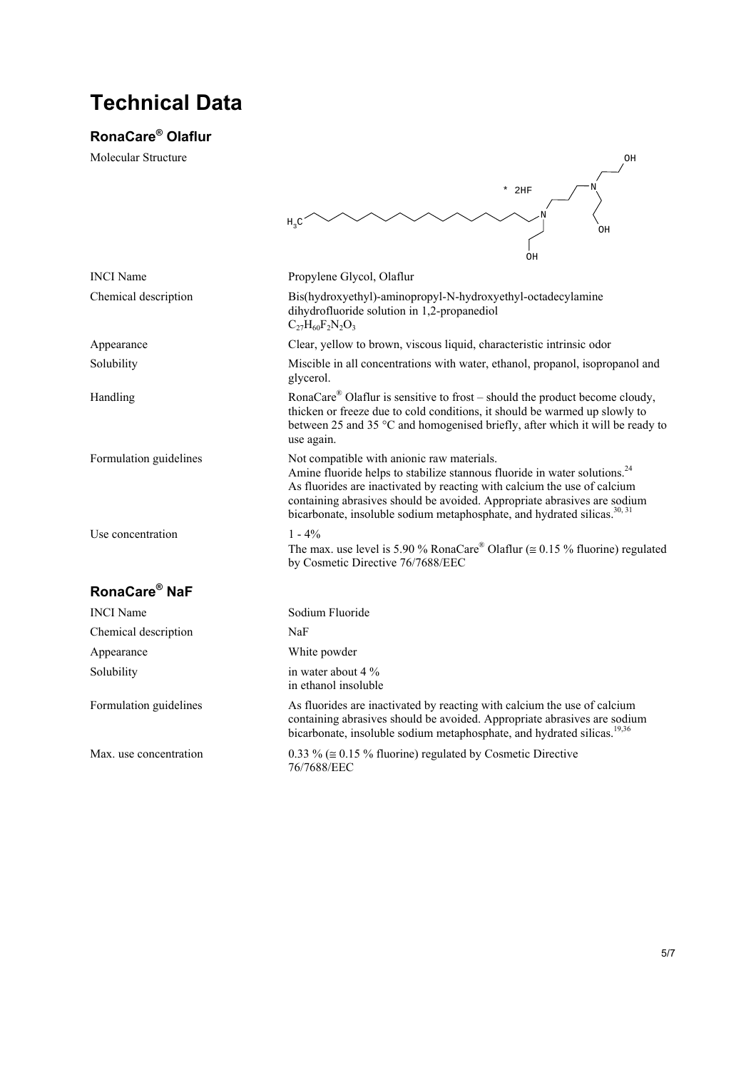# Technical Data

## RonaCare® Olaflur

| | |
|---|---|
| Molecular Structure | |
| INCI Name | Propylene Glycol, Olaflur |
| Chemical description | Bis(hydroxyethyl)-aminopropyl-N-hydroxyethyl-octadecylamine dihydrofluoride solution in 1,2-propanediol $C_{27}H_{60}F_2N_2O_3$ |
| Appearance | Clear, yellow to brown, viscous liquid, characteristic intrinsic odor |
| Solubility | Miscible in all concentrations with water, ethanol, propanol, isopropanol and glycerol. |
| Handling | RonaCare® Olaflur is sensitive to frost – should the product become cloudy, thicken or freeze due to cold conditions, it should be warmed up slowly to between 25 and 35 °C and homogenised briefly, after which it will be ready to use again. |
| Formulation guidelines | Not compatible with anionic raw materials. Amine fluoride helps to stabilize stannous fluoride in water solutions.[24] As fluorides are inactivated by reacting with calcium the use of calcium containing abrasives should be avoided. Appropriate abrasives are sodium bicarbonate, insoluble sodium metaphosphate, and hydrated silicas.[30, 31] |
| Use concentration | 1 - 4% The max. use level is 5.90 % RonaCare® Olaflur (≅ 0.15 % fluorine) regulated by Cosmetic Directive 76/7688/EEC |

## RonaCare® NaF

| | |
|---|---|
| INCI Name | Sodium Fluoride |
| Chemical description | NaF |
| Appearance | White powder |
| Solubility | in water about 4 % in ethanol insoluble |
| Formulation guidelines | As fluorides are inactivated by reacting with calcium the use of calcium containing abrasives should be avoided. Appropriate abrasives are sodium bicarbonate, insoluble sodium metaphosphate, and hydrated silicas.[19,36] |
| Max. use concentration | 0.33 % (≅ 0.15 % fluorine) regulated by Cosmetic Directive 76/7688/EEC |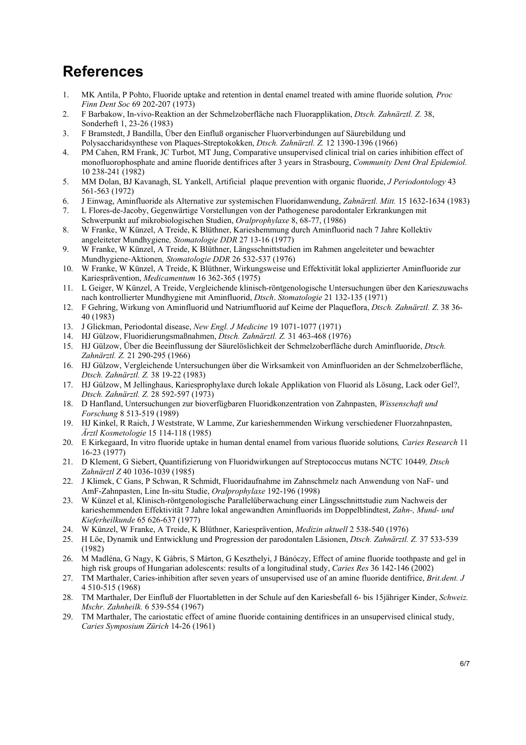# References

1. MK Antila, P Pohto, Fluoride uptake and retention in dental enamel treated with amine fluoride solution*, Proc Finn Dent Soc* 69 202-207 (1973)
2. F Barbakow, In-vivo-Reaktion an der Schmelzoberfläche nach Fluorapplikation, *Dtsch. Zahnärztl. Z.* 38, Sonderheft 1, 23-26 (1983)
3. F Bramstedt, J Bandilla, Über den Einfluß organischer Fluorverbindungen auf Säurebildung und Polysaccharidsynthese von Plaques-Streptokokken, *Dtsch. Zahnärztl. Z.* 12 1390-1396 (1966)
4. PM Cahen, RM Frank, JC Turbot, MT Jung, Comparative unsupervised clinical trial on caries inhibition effect of monofluorophosphate and amine fluoride dentifrices after 3 years in Strasbourg, *Community Dent Oral Epidemiol.* 10 238-241 (1982)
5. MM Dolan, BJ Kavanagh, SL Yankell, Artificial plaque prevention with organic fluoride, *J Periodontology* 43 561-563 (1972)
6. J Einwag, Aminfluoride als Alternative zur systemischen Fluoridanwendung, *Zahnärztl. Mitt.* 15 1632-1634 (1983)
7. L Flores-de-Jacoby, Gegenwärtige Vorstellungen von der Pathogenese parodontaler Erkrankungen mit Schwerpunkt auf mikrobiologischen Studien, *Oralprophylaxe* 8, 68-77, (1986)
8. W Franke, W Künzel, A Treide, K Blüthner, Karieshemmung durch Aminfluorid nach 7 Jahre Kollektiv angeleiteter Mundhygiene*, Stomatologie DDR* 27 13-16 (1977)
9. W Franke, W Künzel, A Treide, K Blüthner, Längsschnittstudien im Rahmen angeleiteter und bewachter Mundhygiene-Aktionen*, Stomatologie DDR* 26 532-537 (1976)
10. W Franke, W Künzel, A Treide, K Blüthner, Wirkungsweise und Effektivität lokal applizierter Aminfluoride zur Kariesprävention, *Medicamentum* 16 362-365 (1975)
11. L Geiger, W Künzel, A Treide, Vergleichende klinisch-röntgenologische Untersuchungen über den Karieszuwachs nach kontrollierter Mundhygiene mit Aminfluorid, *Dtsch*. *Stomatologie* 21 132-135 (1971)
12. F Gehring, Wirkung von Aminfluorid und Natriumfluorid auf Keime der Plaqueflora, *Dtsch. Zahnärztl. Z*. 38 36-40 (1983)
13. J Glickman, Periodontal disease, *New Engl. J Medicine* 19 1071-1077 (1971)
14. HJ Gülzow, Fluoridierungsmaßnahmen, *Dtsch. Zahnärztl. Z.* 31 463-468 (1976)
15. HJ Gülzow, Über die Beeinflussung der Säurelöslichkeit der Schmelzoberfläche durch Aminfluoride, *Dtsch. Zahnärztl. Z.* 21 290-295 (1966)
16. HJ Gülzow, Vergleichende Untersuchungen über die Wirksamkeit von Aminfluoriden an der Schmelzoberfläche, *Dtsch. Zahnärztl. Z.* 38 19-22 (1983)
17. HJ Gülzow, M Jellinghaus, Kariesprophylaxe durch lokale Applikation von Fluorid als Lösung, Lack oder Gel?, *Dtsch. Zahnärztl. Z.* 28 592-597 (1973)
18. D Hanfland, Untersuchungen zur bioverfügbaren Fluoridkonzentration von Zahnpasten, *Wissenschaft und Forschung* 8 513-519 (1989)
19. HJ Kinkel, R Raich, J Weststrate, W Lamme, Zur karieshemmenden Wirkung verschiedener Fluorzahnpasten, *Ärztl Kosmetologie* 15 114-118 (1985)
20. E Kirkegaard, In vitro fluoride uptake in human dental enamel from various fluoride solutions*, Caries Research* 11 16-23 (1977)
21. D Klement, G Siebert, Quantifizierung von Fluoridwirkungen auf Streptococcus mutans NCTC 10449*, Dtsch Zahnärztl Z* 40 1036-1039 (1985)
22. J Klimek, C Gans, P Schwan, R Schmidt, Fluoridaufnahme im Zahnschmelz nach Anwendung von NaF- und AmF-Zahnpasten, Line In-situ Studie, *Oralprophylaxe* 192-196 (1998)
23. W Künzel et al, Klinisch-röntgenologische Parallelüberwachung einer Längsschnittstudie zum Nachweis der karieshemmenden Effektivität 7 Jahre lokal angewandten Aminfluorids im Doppelblindtest, *Zahn-, Mund- und Kieferheilkunde* 65 626-637 (1977)
24. W Künzel, W Franke, A Treide, K Blüthner, Kariesprävention, *Medizin aktuell* 2 538-540 (1976)
25. H Löe, Dynamik und Entwicklung und Progression der parodontalen Läsionen, *Dtsch. Zahnärztl. Z.* 37 533-539 (1982)
26. M Madléna, G Nagy, K Gábris, S Márton, G Keszthelyi, J Bánóczy, Effect of amine fluoride toothpaste and gel in high risk groups of Hungarian adolescents: results of a longitudinal study, *Caries Res* 36 142-146 (2002)
27. TM Marthaler, Caries-inhibition after seven years of unsupervised use of an amine fluoride dentifrice, *Brit.dent. J* 4 510-515 (1968)
28. TM Marthaler, Der Einfluß der Fluortabletten in der Schule auf den Kariesbefall 6- bis 15jähriger Kinder, *Schweiz. Mschr. Zahnheilk.* 6 539-554 (1967)
29. TM Marthaler, The cariostatic effect of amine fluoride containing dentifrices in an unsupervised clinical study, *Caries Symposium Zürich* 14-26 (1961)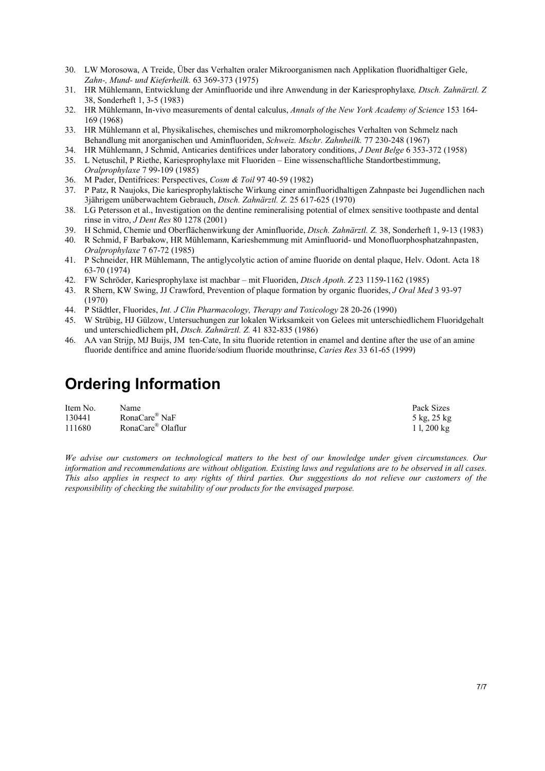30. LW Morosowa, A Treide, Über das Verhalten oraler Mikroorganismen nach Applikation fluoridhaltiger Gele, *Zahn-, Mund- und Kieferheilk.* 63 369-373 (1975)
31. HR Mühlemann, Entwicklung der Aminfluoride und ihre Anwendung in der Kariesprophylaxe*, Dtsch. Zahnärztl. Z* 38, Sonderheft 1, 3-5 (1983)
32. HR Mühlemann, In-vivo measurements of dental calculus, *Annals of the New York Academy of Science* 153 164-169 (1968)
33. HR Mühlemann et al, Physikalisches, chemisches und mikromorphologisches Verhalten von Schmelz nach Behandlung mit anorganischen und Aminfluoriden, *Schweiz. Mschr. Zahnheilk.* 77 230-248 (1967)
34. HR Mühlemann, J Schmid, Anticaries dentifrices under laboratory conditions, *J Dent Belge* 6 353-372 (1958)
35. L Netuschil, P Riethe, Kariesprophylaxe mit Fluoriden – Eine wissenschaftliche Standortbestimmung, *Oralprophylaxe* 7 99-109 (1985)
36. M Pader, Dentifrices: Perspectives, *Cosm & Toil* 97 40-59 (1982)
37. P Patz, R Naujoks, Die kariesprophylaktische Wirkung einer aminfluoridhaltigen Zahnpaste bei Jugendlichen nach 3jährigem unüberwachtem Gebrauch, *Dtsch. Zahnärztl. Z.* 25 617-625 (1970)
38. LG Petersson et al., Investigation on the dentine remineralising potential of elmex sensitive toothpaste and dental rinse in vitro, *J Dent Res* 80 1278 (2001)
39. H Schmid, Chemie und Oberflächenwirkung der Aminfluoride, *Dtsch. Zahnärztl. Z.* 38, Sonderheft 1, 9-13 (1983)
40. R Schmid, F Barbakow, HR Mühlemann, Karieshemmung mit Aminfluorid- und Monofluorphosphatzahnpasten, *Oralprophylaxe* 7 67-72 (1985)
41. P Schneider, HR Mühlemann, The antiglycolytic action of amine fluoride on dental plaque, Helv. Odont. Acta 18 63-70 (1974)
42. FW Schröder, Kariesprophylaxe ist machbar – mit Fluoriden, *Dtsch Apoth. Z* 23 1159-1162 (1985)
43. R Shern, KW Swing, JJ Crawford, Prevention of plaque formation by organic fluorides, *J Oral Med* 3 93-97 (1970)
44. P Städtler, Fluorides, *Int. J Clin Pharmacology, Therapy and Toxicology* 28 20-26 (1990)
45. W Strübig, HJ Gülzow, Untersuchungen zur lokalen Wirksamkeit von Gelees mit unterschiedlichem Fluoridgehalt und unterschiedlichem pH, *Dtsch. Zahnärztl. Z.* 41 832-835 (1986)
46. AA van Strijp, MJ Buijs, JM ten-Cate, In situ fluoride retention in enamel and dentine after the use of an amine fluoride dentifrice and amine fluoride/sodium fluoride mouthrinse, *Caries Res* 33 61-65 (1999)

# Ordering Information

| Item No. | Name | Pack Sizes |
|---|---|---|
| 130441 | RonaCare® NaF | 5 kg, 25 kg |
| 111680 | RonaCare® Olaflur | 1 l, 200 kg |

*We advise our customers on technological matters to the best of our knowledge under given circumstances. Our information and recommendations are without obligation. Existing laws and regulations are to be observed in all cases. This also applies in respect to any rights of third parties. Our suggestions do not relieve our customers of the responsibility of checking the suitability of our products for the envisaged purpose.*